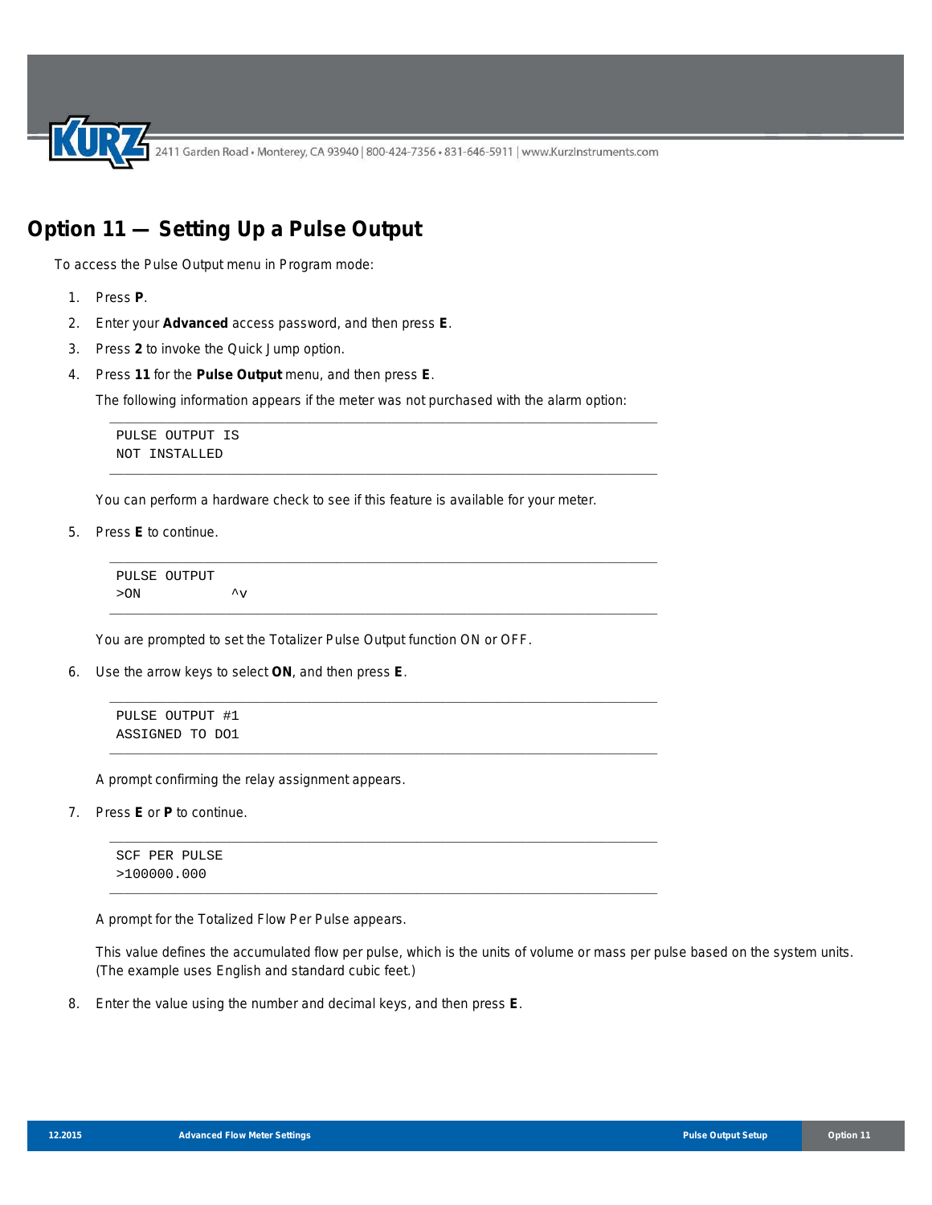# Option 11 — Setting Up a Pulse Output

To access the Pulse Output menu in Program mode:

1. Press **P**.
2. Enter your **Advanced** access password, and then press **E**.
3. Press **2** to invoke the Quick Jump option.
4. Press **11** for the **Pulse Output** menu, and then press **E**.

   The following information appears if the meter was not purchased with the alarm option:

   ```
   PULSE OUTPUT IS
   NOT INSTALLED
   ```

   You can perform a hardware check to see if this feature is available for your meter.

5. Press **E** to continue.

   ```
   PULSE OUTPUT
   >ON            ^v
   ```

   You are prompted to set the Totalizer Pulse Output function ON or OFF.

6. Use the arrow keys to select **ON**, and then press **E**.

   ```
   PULSE OUTPUT #1
   ASSIGNED TO DO1
   ```

   A prompt confirming the relay assignment appears.

7. Press **E** or **P** to continue.

   ```
   SCF PER PULSE
   >100000.000
   ```

   A prompt for the Totalized Flow Per Pulse appears.

   This value defines the accumulated flow per pulse, which is the units of volume or mass per pulse based on the system units. (The example uses English and standard cubic feet.)

8. Enter the value using the number and decimal keys, and then press **E**.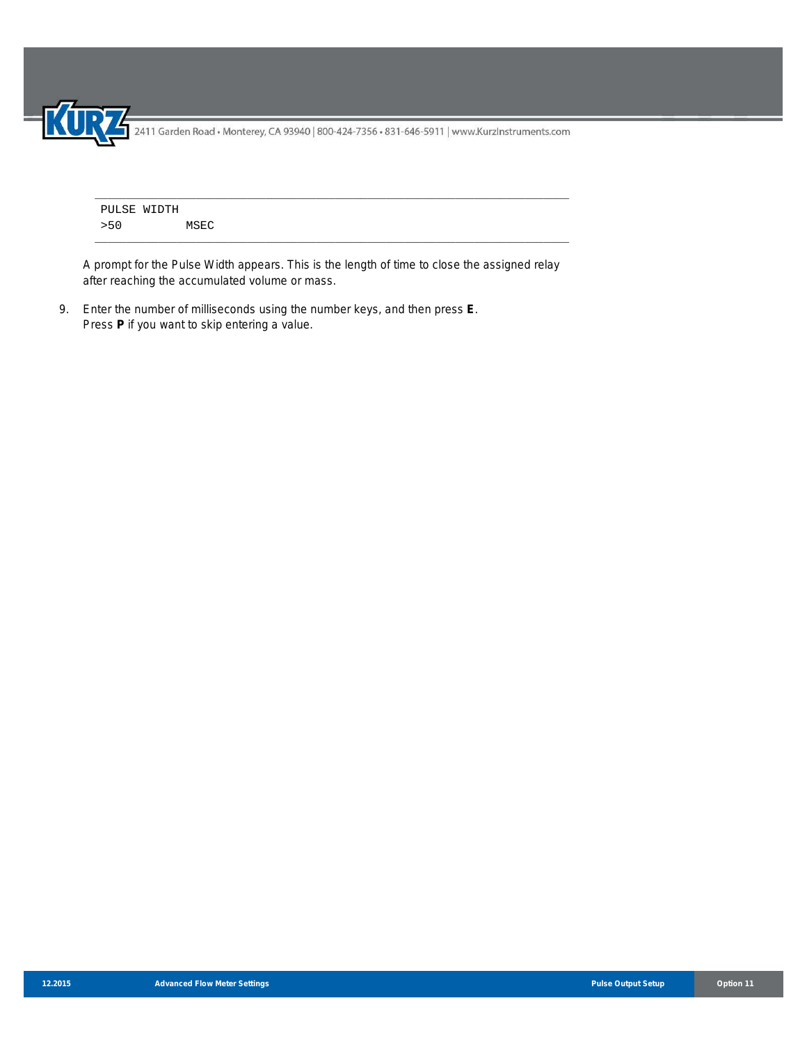```
PULSE WIDTH
>50         MSEC
```

A prompt for the Pulse Width appears. This is the length of time to close the assigned relay after reaching the accumulated volume or mass.

9. Enter the number of milliseconds using the number keys, and then press **E**.
   Press **P** if you want to skip entering a value.